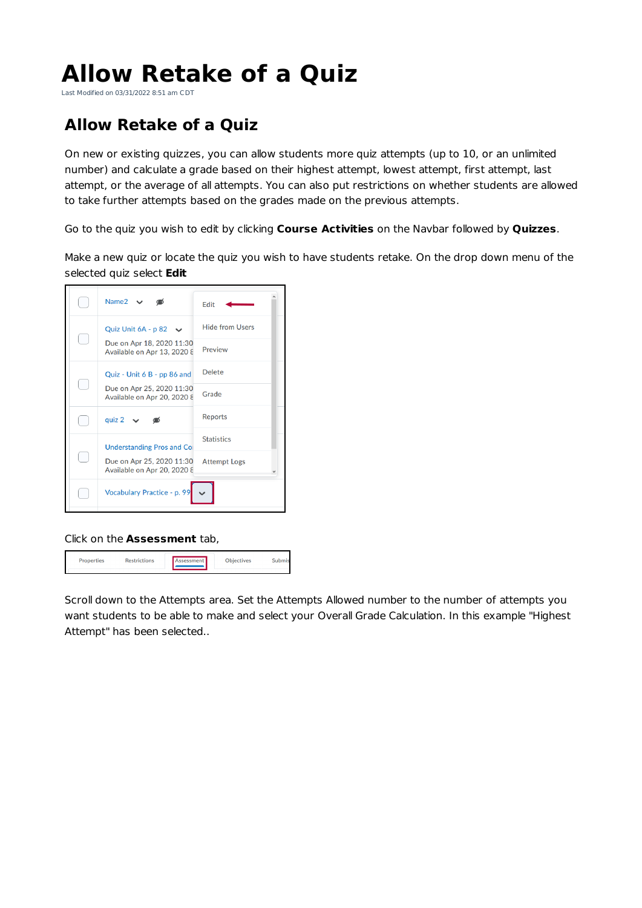# Allow Retake of a Quiz

Last Modified on 03/31/2022 8:51 am CDT

## Allow Retake of a Quiz

On new or existing quizzes, you can allow students more quiz attempts (up to 10, or an unlimited number) and calculate a grade based on their highest attempt, lowest attempt, first attempt, last attempt, or the average of all attempts. You can also put restrictions on whether students are allowed to take further attempts based on the grades made on the previous attempts.

Go to the quiz you wish to edit by clicking **Course Activities** on the Navbar followed by **Quizzes**.

Make a new quiz or locate the quiz you wish to have students retake. On the drop down menu of the selected quiz select **Edit**

Click on the **Assessment** tab,

Scroll down to the Attempts area. Set the Attempts Allowed number to the number of attempts you want students to be able to make and select your Overall Grade Calculation. In this example "Highest Attempt" has been selected..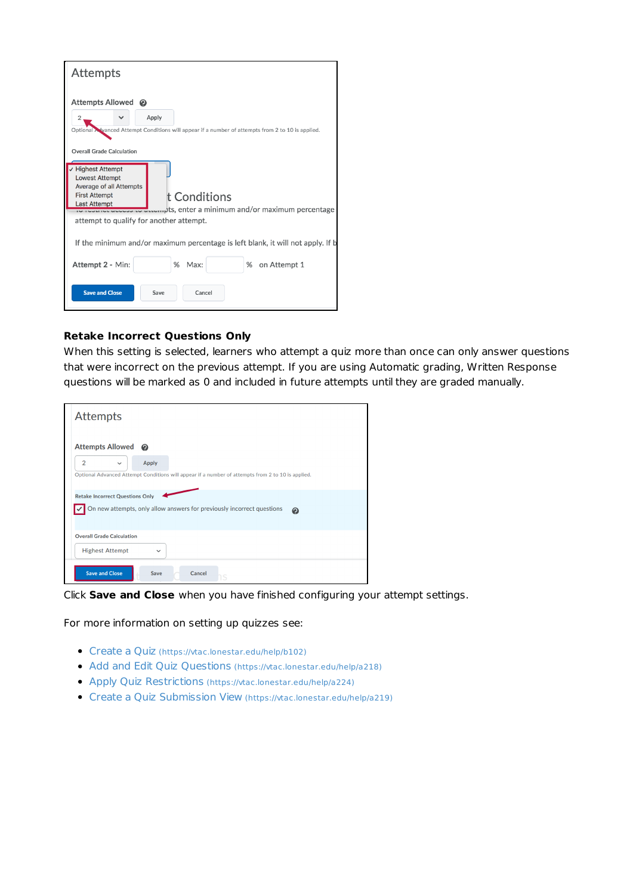**Retake Incorrect Questions Only**

When this setting is selected, learners who attempt a quiz more than once can only answer questions that were incorrect on the previous attempt. If you are using Automatic grading, Written Response questions will be marked as 0 and included in future attempts until they are graded manually.

Click **Save and Close** when you have finished configuring your attempt settings.

For more information on setting up quizzes see:

- Create a Quiz (https://vtac.lonestar.edu/help/b102)
- Add and Edit Quiz Questions (https://vtac.lonestar.edu/help/a218)
- Apply Quiz Restrictions (https://vtac.lonestar.edu/help/a224)
- Create a Quiz Submission View (https://vtac.lonestar.edu/help/a219)